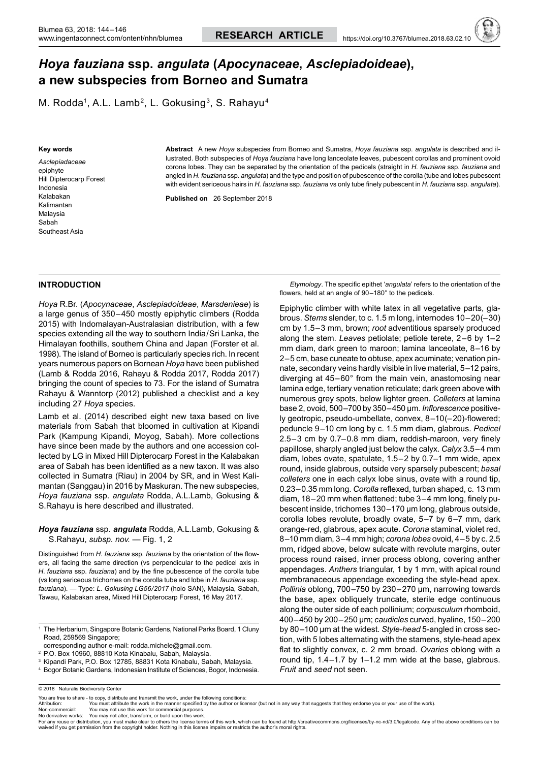# *Hoya fauziana* ssp. *angulata* (*Apocynaceae*, *Asclepiadoideae*), a new subspecies from Borneo and Sumatra

M. Rodda[1], A.L. Lamb[2], L. Gokusing[3], S. Rahayu[4]

**Key words**

*Asclepiadaceae*
epiphyte
Hill Dipterocarp Forest
Indonesia
Kalabakan
Kalimantan
Malaysia
Sabah
Southeast Asia

**Abstract** A new *Hoya* subspecies from Borneo and Sumatra, *Hoya fauziana* ssp. *angulata* is described and illustrated. Both subspecies of *Hoya fauziana* have long lanceolate leaves, pubescent corollas and prominent ovoid corona lobes. They can be separated by the orientation of the pedicels (straight in *H. fauziana* ssp. *fauziana* and angled in *H. fauziana* ssp. *angulata*) and the type and position of pubescence of the corolla (tube and lobes pubescent with evident sericeous hairs in *H. fauziana* ssp. *fauziana* vs only tube finely pubescent in *H. fauziana* ssp. *angulata*).

**Published on** 26 September 2018

## INTRODUCTION

*Hoya* R.Br. (*Apocynaceae*, *Asclepiadoideae*, *Marsdenieae*) is a large genus of 350–450 mostly epiphytic climbers (Rodda 2015) with Indomalayan-Australasian distribution, with a few species extending all the way to southern India/Sri Lanka, the Himalayan foothills, southern China and Japan (Forster et al. 1998). The island of Borneo is particularly species rich. In recent years numerous papers on Bornean *Hoya* have been published (Lamb & Rodda 2016, Rahayu & Rodda 2017, Rodda 2017) bringing the count of species to 73. For the island of Sumatra Rahayu & Wanntorp (2012) published a checklist and a key including 27 *Hoya* species.

Lamb et al. (2014) described eight new taxa based on live materials from Sabah that bloomed in cultivation at Kipandi Park (Kampung Kipandi, Moyog, Sabah). More collections have since been made by the authors and one accession collected by LG in Mixed Hill Dipterocarp Forest in the Kalabakan area of Sabah has been identified as a new taxon. It was also collected in Sumatra (Riau) in 2004 by SR, and in West Kalimantan (Sanggau) in 2016 by Maskuran. The new subspecies, *Hoya fauziana* ssp. *angulata* Rodda, A.L.Lamb, Gokusing & S.Rahayu is here described and illustrated.

### *Hoya fauziana* ssp. *angulata* Rodda, A.L.Lamb, Gokusing & S.Rahayu, *subsp. nov.* — Fig. 1, 2

Distinguished from *H. fauziana* ssp. *fauziana* by the orientation of the flowers, all facing the same direction (vs perpendicular to the pedicel axis in *H. fauziana* ssp. *fauziana*) and by the fine pubescence of the corolla tube (vs long sericeous trichomes on the corolla tube and lobe in *H. fauziana* ssp. *fauziana*). — Type: *L. Gokusing LG56/2017* (holo SAN), Malaysia, Sabah, Tawau, Kalabakan area, Mixed Hill Dipterocarp Forest, 16 May 2017.

*Etymology*. The specific epithet '*angulata*' refers to the orientation of the flowers, held at an angle of 90–180° to the pedicels.

Epiphytic climber with white latex in all vegetative parts, glabrous. *Stems* slender, to c. 1.5 m long, internodes 10–20(–30) cm by 1.5–3 mm, brown; *root* adventitious sparsely produced along the stem. *Leaves* petiolate; petiole terete, 2–6 by 1–2 mm diam, dark green to maroon; lamina lanceolate, 8–16 by 2–5 cm, base cuneate to obtuse, apex acuminate; venation pinnate, secondary veins hardly visible in live material, 5–12 pairs, diverging at 45–60° from the main vein, anastomosing near lamina edge, tertiary venation reticulate; dark green above with numerous grey spots, below lighter green. *Colleters* at lamina base 2, ovoid, 500–700 by 350–450 µm. *Inflorescence* positively geotropic, pseudo-umbellate, convex, 8–10(–20)-flowered; peduncle 9–10 cm long by c. 1.5 mm diam, glabrous. *Pedicel* 2.5–3 cm by 0.7–0.8 mm diam, reddish-maroon, very finely papillose, sharply angled just below the calyx. *Calyx* 3.5–4 mm diam, lobes ovate, spatulate, 1.5–2 by 0.7–1 mm wide, apex round, inside glabrous, outside very sparsely pubescent; *basal colleters* one in each calyx lobe sinus, ovate with a round tip, 0.23–0.35 mm long. *Corolla* reflexed, turban shaped, c. 13 mm diam, 18–20 mm when flattened; tube 3–4 mm long, finely pubescent inside, trichomes 130–170 µm long, glabrous outside, corolla lobes revolute, broadly ovate, 5–7 by 6–7 mm, dark orange-red, glabrous, apex acute. *Corona* staminal, violet red, 8–10 mm diam, 3–4 mm high; *corona lobes* ovoid, 4–5 by c. 2.5 mm, ridged above, below sulcate with revolute margins, outer process round raised, inner process oblong, covering anther appendages. *Anthers* triangular, 1 by 1 mm, with apical round membranaceous appendage exceeding the style-head apex. *Pollinia* oblong, 700–750 by 230–270 µm, narrowing towards the base, apex obliquely truncate, sterile edge continuous along the outer side of each pollinium; *corpusculum* rhomboid, 400–450 by 200–250 µm; *caudicles* curved, hyaline, 150–200 by 80–100 µm at the widest. *Style-head* 5-angled in cross section, with 5 lobes alternating with the stamens, style-head apex flat to slightly convex, c. 2 mm broad. *Ovaries* oblong with a round tip, 1.4–1.7 by 1–1.2 mm wide at the base, glabrous. *Fruit* and *seed* not seen.

---

[1] The Herbarium, Singapore Botanic Gardens, National Parks Board, 1 Cluny Road, 259569 Singapore;
corresponding author e-mail: rodda.michele@gmail.com.
[2] P.O. Box 10960, 88810 Kota Kinabalu, Sabah, Malaysia.
[3] Kipandi Park, P.O. Box 12785, 88831 Kota Kinabalu, Sabah, Malaysia.
[4] Bogor Botanic Gardens, Indonesian Institute of Sciences, Bogor, Indonesia.

© 2018 Naturalis Biodiversity Center

You are free to share - to copy, distribute and transmit the work, under the following conditions:
Attribution: You must attribute the work in the manner specified by the author or licensor (but not in any way that suggests that they endorse you or your use of the work).
Non-commercial: You may not use this work for commercial purposes.
No derivative works: You may not alter, transform, or build upon this work.
For any reuse or distribution, you must make clear to others the license terms of this work, which can be found at http://creativecommons.org/licenses/by-nc-nd/3.0/legalcode. Any of the above conditions can be waived if you get permission from the copyright holder. Nothing in this license impairs or restricts the author's moral rights.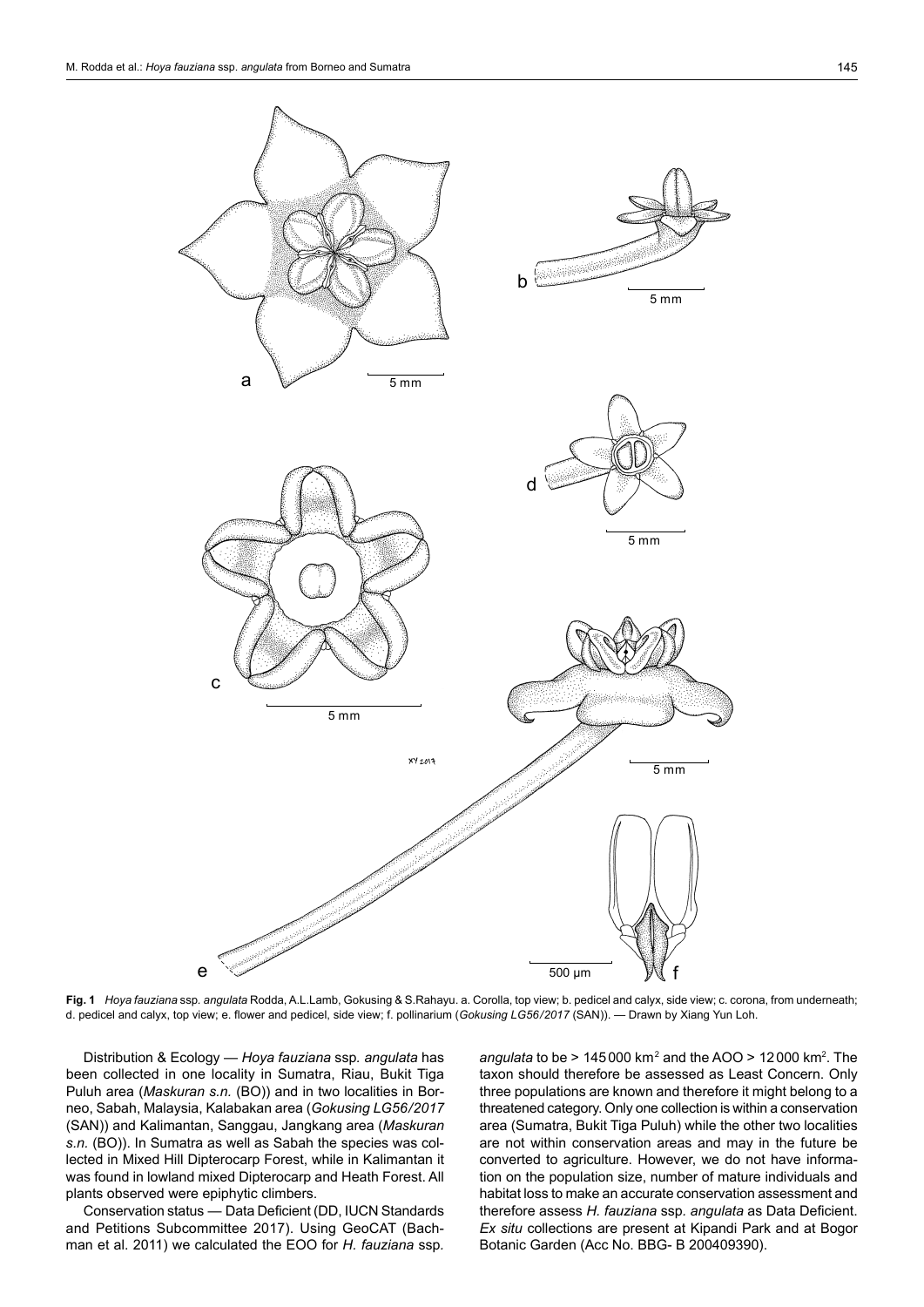**Fig. 1** *Hoya fauziana* ssp. *angulata* Rodda, A.L.Lamb, Gokusing & S.Rahayu. a. Corolla, top view; b. pedicel and calyx, side view; c. corona, from underneath; d. pedicel and calyx, top view; e. flower and pedicel, side view; f. pollinarium (*Gokusing LG56/2017* (SAN)). — Drawn by Xiang Yun Loh.

Distribution & Ecology — *Hoya fauziana* ssp. *angulata* has been collected in one locality in Sumatra, Riau, Bukit Tiga Puluh area (*Maskuran s.n.* (BO)) and in two localities in Borneo, Sabah, Malaysia, Kalabakan area (*Gokusing LG56/2017* (SAN)) and Kalimantan, Sanggau, Jangkang area (*Maskuran s.n.* (BO)). In Sumatra as well as Sabah the species was collected in Mixed Hill Dipterocarp Forest, while in Kalimantan it was found in lowland mixed Dipterocarp and Heath Forest. All plants observed were epiphytic climbers.

Conservation status — Data Deficient (DD, IUCN Standards and Petitions Subcommittee 2017). Using GeoCAT (Bachman et al. 2011) we calculated the EOO for *H. fauziana* ssp. *angulata* to be > 145 000 km$^2$ and the AOO > 12 000 km$^2$. The taxon should therefore be assessed as Least Concern. Only three populations are known and therefore it might belong to a threatened category. Only one collection is within a conservation area (Sumatra, Bukit Tiga Puluh) while the other two localities are not within conservation areas and may in the future be converted to agriculture. However, we do not have information on the population size, number of mature individuals and habitat loss to make an accurate conservation assessment and therefore assess *H. fauziana* ssp. *angulata* as Data Deficient. *Ex situ* collections are present at Kipandi Park and at Bogor Botanic Garden (Acc No. BBG- B 200409390).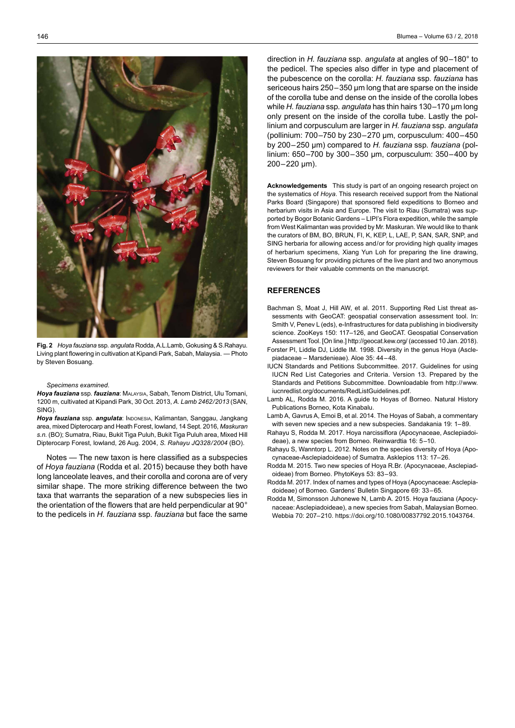**Fig. 2** *Hoya fauziana* ssp. *angulata* Rodda, A.L.Lamb, Gokusing & S.Rahayu. Living plant flowering in cultivation at Kipandi Park, Sabah, Malaysia. — Photo by Steven Bosuang.

*Specimens examined*.

***Hoya fauziana* ssp. *fauziana***: Malaysia, Sabah, Tenom District, Ulu Tomani, 1200 m, cultivated at Kipandi Park, 30 Oct. 2013, *A. Lamb 2462/2013* (SAN, SING).

***Hoya fauziana* ssp. *angulata***: Indonesia, Kalimantan, Sanggau, Jangkang area, mixed Dipterocarp and Heath Forest, lowland, 14 Sept. 2016, *Maskuran s.n.* (BO); Sumatra, Riau, Bukit Tiga Puluh, Bukit Tiga Puluh area, Mixed Hill Dipterocarp Forest, lowland, 26 Aug. 2004, *S. Rahayu JQ328/2004* (BO).

Notes — The new taxon is here classified as a subspecies of *Hoya fauziana* (Rodda et al. 2015) because they both have long lanceolate leaves, and their corolla and corona are of very similar shape. The more striking difference between the two taxa that warrants the separation of a new subspecies lies in the orientation of the flowers that are held perpendicular at 90° to the pedicels in *H. fauziana* ssp. *fauziana* but face the same direction in *H. fauziana* ssp. *angulata* at angles of 90–180° to the pedicel. The species also differ in type and placement of the pubescence on the corolla: *H. fauziana* ssp. *fauziana* has sericeous hairs 250–350 μm long that are sparse on the inside of the corolla tube and dense on the inside of the corolla lobes while *H. fauziana* ssp. *angulata* has thin hairs 130–170 μm long only present on the inside of the corolla tube. Lastly the pollinium and corpusculum are larger in *H. fauziana* ssp. *angulata* (pollinium: 700–750 by 230–270 μm, corpusculum: 400–450 by 200–250 μm) compared to *H. fauziana* ssp. *fauziana* (pollinium: 650–700 by 300–350 μm, corpusculum: 350–400 by 200–220 μm).

**Acknowledgements** This study is part of an ongoing research project on the systematics of *Hoya*. This research received support from the National Parks Board (Singapore) that sponsored field expeditions to Borneo and herbarium visits in Asia and Europe. The visit to Riau (Sumatra) was supported by Bogor Botanic Gardens – LIPI's Flora expedition, while the sample from West Kalimantan was provided by Mr. Maskuran. We would like to thank the curators of BM, BO, BRUN, FI, K, KEP, L, LAE, P, SAN, SAR, SNP, and SING herbaria for allowing access and/or for providing high quality images of herbarium specimens, Xiang Yun Loh for preparing the line drawing, Steven Bosuang for providing pictures of the live plant and two anonymous reviewers for their valuable comments on the manuscript.

## REFERENCES

Bachman S, Moat J, Hill AW, et al. 2011. Supporting Red List threat assessments with GeoCAT: geospatial conservation assessment tool. In: Smith V, Penev L (eds), e-Infrastructures for data publishing in biodiversity science. ZooKeys 150: 117–126, and GeoCAT. Geospatial Conservation Assessment Tool. [On line.] http://geocat.kew.org/ (accessed 10 Jan. 2018).

Forster PI, Liddle DJ, Liddle IM. 1998. Diversity in the genus Hoya (Asclepiadaceae – Marsdenieae). Aloe 35: 44–48.

IUCN Standards and Petitions Subcommittee. 2017. Guidelines for using IUCN Red List Categories and Criteria. Version 13. Prepared by the Standards and Petitions Subcommittee. Downloadable from http://www.iucnredlist.org/documents/RedListGuidelines.pdf.

Lamb AL, Rodda M. 2016. A guide to Hoyas of Borneo. Natural History Publications Borneo, Kota Kinabalu.

Lamb A, Gavrus A, Emoi B, et al. 2014. The Hoyas of Sabah, a commentary with seven new species and a new subspecies. Sandakania 19: 1–89.

Rahayu S, Rodda M. 2017. Hoya narcissiflora (Apocynaceae, Asclepiadoideae), a new species from Borneo. Reinwardtia 16: 5–10.

Rahayu S, Wanntorp L. 2012. Notes on the species diversity of Hoya (Apocynaceae-Asclepiadoideae) of Sumatra. Asklepios 113: 17–26.

Rodda M. 2015. Two new species of Hoya R.Br. (Apocynaceae, Asclepiadoideae) from Borneo. PhytoKeys 53: 83–93.

Rodda M. 2017. Index of names and types of Hoya (Apocynaceae: Asclepiadoideae) of Borneo. Gardens' Bulletin Singapore 69: 33–65.

Rodda M, Simonsson Juhonewe N, Lamb A. 2015. Hoya fauziana (Apocynaceae: Asclepiadoideae), a new species from Sabah, Malaysian Borneo. Webbia 70: 207–210. https://doi.org/10.1080/00837792.2015.1043764.